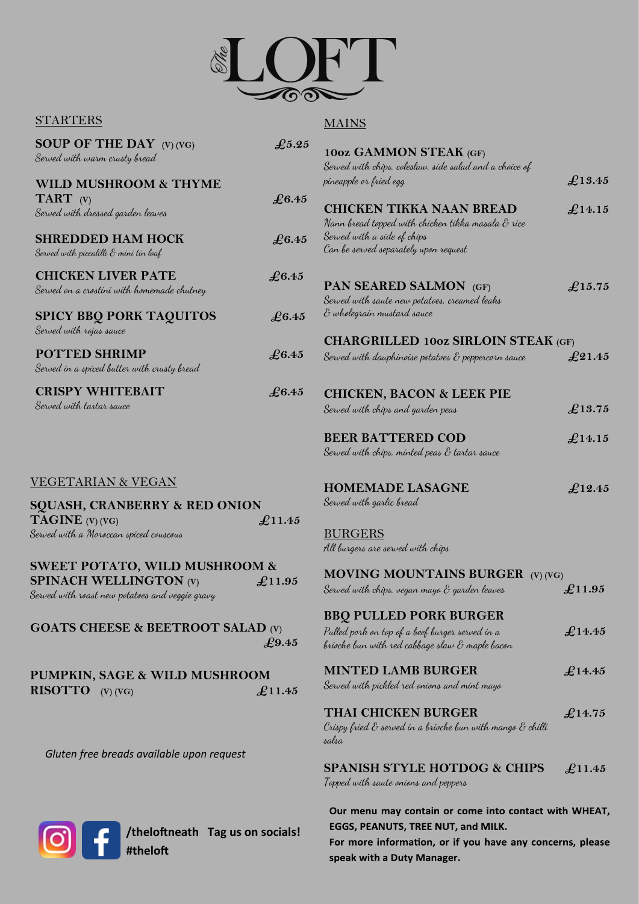# The LOFT

## STARTERS

**SOUP OF THE DAY** (V) (VG) — **£5.25**
*Served with warm crusty bread*

**WILD MUSHROOM & THYME TART** (V) — **£6.45**
*Served with dressed garden leaves*

**SHREDDED HAM HOCK** — **£6.45**
*Served with piccalilli & mini tin loaf*

**CHICKEN LIVER PATE** — **£6.45**
*Served on a crostini with homemade chutney*

**SPICY BBQ PORK TAQUITOS** — **£6.45**
*Served with rojas sauce*

**POTTED SHRIMP** — **£6.45**
*Served in a spiced butter with crusty bread*

**CRISPY WHITEBAIT** — **£6.45**
*Served with tartar sauce*

## VEGETARIAN & VEGAN

**SQUASH, CRANBERRY & RED ONION TAGINE** (V) (VG) — **£11.45**
*Served with a Moroccan spiced couscous*

**SWEET POTATO, WILD MUSHROOM & SPINACH WELLINGTON** (V) — **£11.95**
*Served with roast new potatoes and veggie gravy*

**GOATS CHEESE & BEETROOT SALAD** (V) — **£9.45**

**PUMPKIN, SAGE & WILD MUSHROOM RISOTTO** (V) (VG) — **£11.45**

*Gluten free breads available upon request*

## MAINS

**10oz GAMMON STEAK** (GF) — **£13.45**
*Served with chips, coleslaw, side salad and a choice of pineapple or fried egg*

**CHICKEN TIKKA NAAN BREAD** — **£14.15**
*Nann bread topped with chicken tikka masala & rice*
*Served with a side of chips*
*Can be served separately upon request*

**PAN SEARED SALMON** (GF) — **£15.75**
*Served with saute new potatoes, creamed leaks & wholegrain mustard sauce*

**CHARGRILLED 10oz SIRLOIN STEAK** (GF) — **£21.45**
*Served with dauphinoise potatoes & peppercorn sauce*

**CHICKEN, BACON & LEEK PIE** — **£13.75**
*Served with chips and garden peas*

**BEER BATTERED COD** — **£14.15**
*Served with chips, minted peas & tartar sauce*

**HOMEMADE LASAGNE** — **£12.45**
*Served with garlic bread*

## BURGERS

*All burgers are served with chips*

**MOVING MOUNTAINS BURGER** (V) (VG) — **£11.95**
*Served with chips, vegan mayo & garden leaves*

**BBQ PULLED PORK BURGER** — **£14.45**
*Pulled pork on top of a beef burger served in a brioche bun with red cabbage slaw & maple bacon*

**MINTED LAMB BURGER** — **£14.45**
*Served with pickled red onions and mint mayo*

**THAI CHICKEN BURGER** — **£14.75**
*Crispy fried & served in a brioche bun with mango & chilli salsa*

**SPANISH STYLE HOTDOG & CHIPS** — **£11.45**
*Topped with saute onions and peppers*

**Our menu may contain or come into contact with WHEAT, EGGS, PEANUTS, TREE NUT, and MILK.**
**For more information, or if you have any concerns, please speak with a Duty Manager.**

**/theloftneath Tag us on socials!**
**#theloft**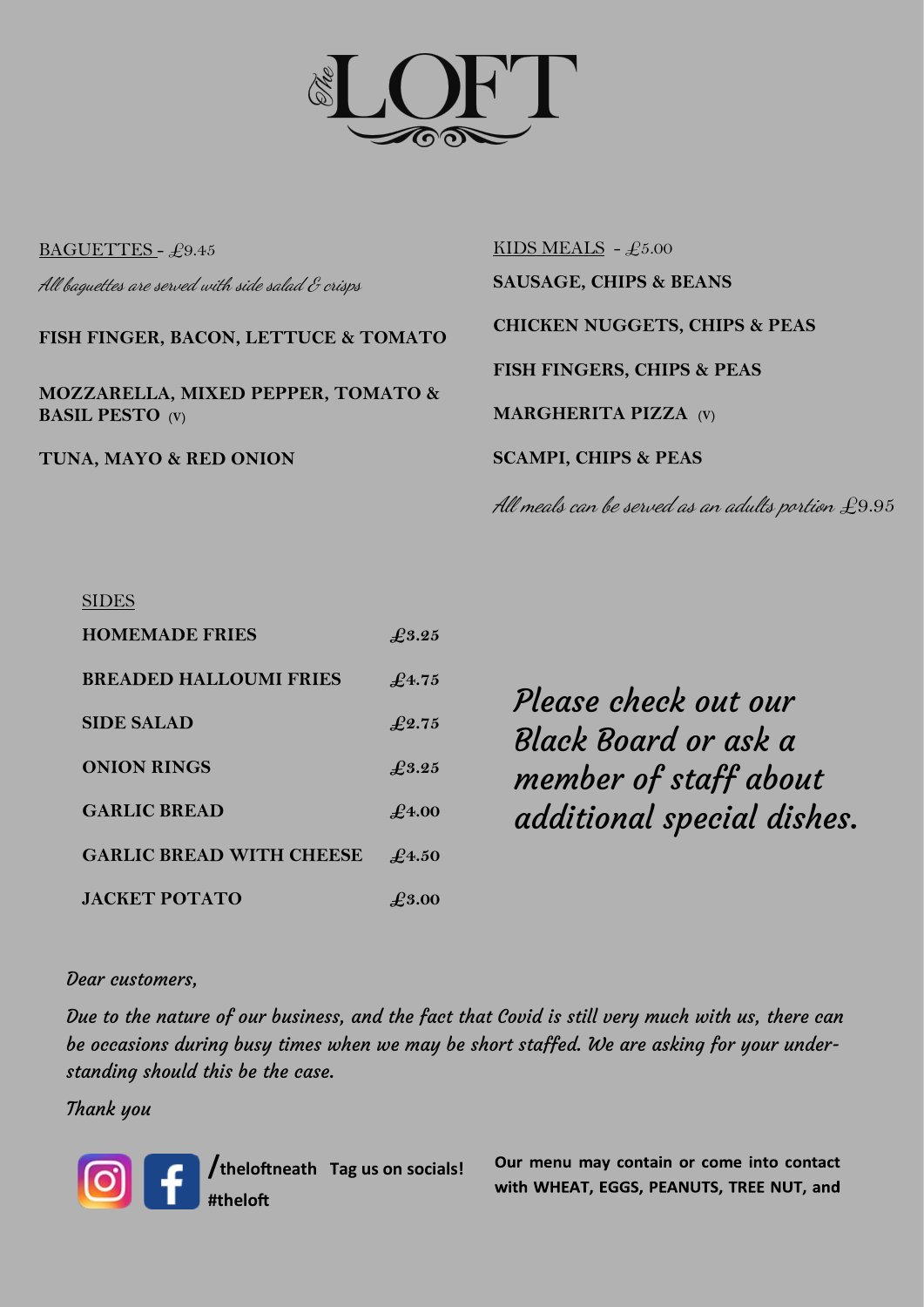# The LOFT

BAGUETTES - £9.45

*All baguettes are served with side salad & crisps*

**FISH FINGER, BACON, LETTUCE & TOMATO**

**MOZZARELLA, MIXED PEPPER, TOMATO & BASIL PESTO (V)**

**TUNA, MAYO & RED ONION**

KIDS MEALS - £5.00

**SAUSAGE, CHIPS & BEANS**

**CHICKEN NUGGETS, CHIPS & PEAS**

**FISH FINGERS, CHIPS & PEAS**

**MARGHERITA PIZZA (V)**

**SCAMPI, CHIPS & PEAS**

*All meals can be served as an adults portion £9.95*

SIDES

| | |
|---|---|
| **HOMEMADE FRIES** | **£3.25** |
| **BREADED HALLOUMI FRIES** | **£4.75** |
| **SIDE SALAD** | **£2.75** |
| **ONION RINGS** | **£3.25** |
| **GARLIC BREAD** | **£4.00** |
| **GARLIC BREAD WITH CHEESE** | **£4.50** |
| **JACKET POTATO** | **£3.00** |

*Please check out our Black Board or ask a member of staff about additional special dishes.*

*Dear customers,*

*Due to the nature of our business, and the fact that Covid is still very much with us, there can be occasions during busy times when we may be short staffed. We are asking for your understanding should this be the case.*

*Thank you*

**/theloftneath Tag us on socials! #theloft**

**Our menu may contain or come into contact with WHEAT, EGGS, PEANUTS, TREE NUT, and**